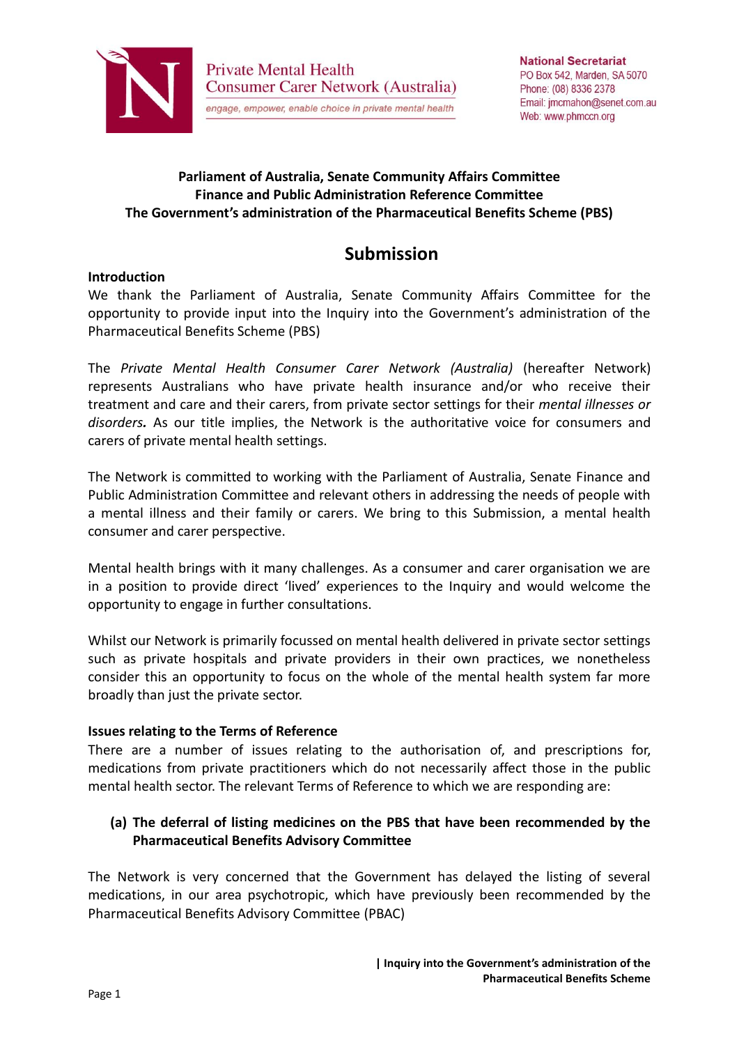Private Mental Health Consumer Carer Network (Australia)

*engage, empower, enable choice in private mental health*

**National Secretariat**
PO Box 542, Marden, SA 5070
Phone: (08) 8336 2378
Email: jmcmahon@senet.com.au
Web: www.phmccn.org

**Parliament of Australia, Senate Community Affairs Committee**
**Finance and Public Administration Reference Committee**
**The Government's administration of the Pharmaceutical Benefits Scheme (PBS)**

# Submission

**Introduction**

We thank the Parliament of Australia, Senate Community Affairs Committee for the opportunity to provide input into the Inquiry into the Government's administration of the Pharmaceutical Benefits Scheme (PBS)

The *Private Mental Health Consumer Carer Network (Australia)* (hereafter Network) represents Australians who have private health insurance and/or who receive their treatment and care and their carers, from private sector settings for their *mental illnesses or disorders.* As our title implies, the Network is the authoritative voice for consumers and carers of private mental health settings.

The Network is committed to working with the Parliament of Australia, Senate Finance and Public Administration Committee and relevant others in addressing the needs of people with a mental illness and their family or carers. We bring to this Submission, a mental health consumer and carer perspective.

Mental health brings with it many challenges. As a consumer and carer organisation we are in a position to provide direct 'lived' experiences to the Inquiry and would welcome the opportunity to engage in further consultations.

Whilst our Network is primarily focussed on mental health delivered in private sector settings such as private hospitals and private providers in their own practices, we nonetheless consider this an opportunity to focus on the whole of the mental health system far more broadly than just the private sector.

**Issues relating to the Terms of Reference**

There are a number of issues relating to the authorisation of, and prescriptions for, medications from private practitioners which do not necessarily affect those in the public mental health sector. The relevant Terms of Reference to which we are responding are:

**(a) The deferral of listing medicines on the PBS that have been recommended by the Pharmaceutical Benefits Advisory Committee**

The Network is very concerned that the Government has delayed the listing of several medications, in our area psychotropic, which have previously been recommended by the Pharmaceutical Benefits Advisory Committee (PBAC)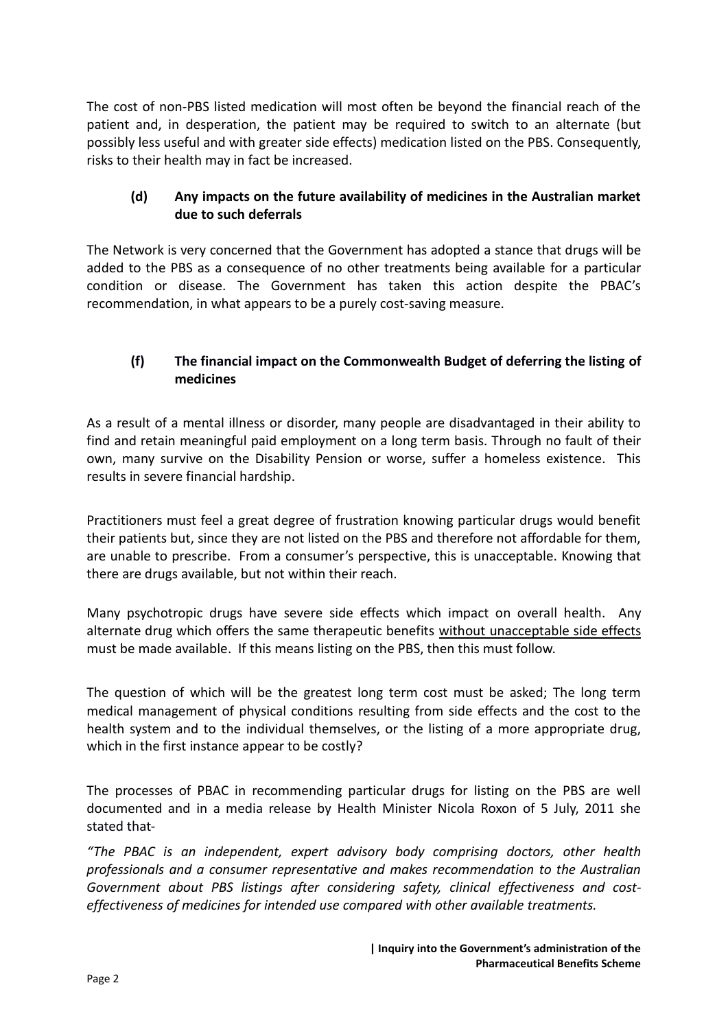The cost of non-PBS listed medication will most often be beyond the financial reach of the patient and, in desperation, the patient may be required to switch to an alternate (but possibly less useful and with greater side effects) medication listed on the PBS. Consequently, risks to their health may in fact be increased.

### (d) Any impacts on the future availability of medicines in the Australian market due to such deferrals

The Network is very concerned that the Government has adopted a stance that drugs will be added to the PBS as a consequence of no other treatments being available for a particular condition or disease. The Government has taken this action despite the PBAC's recommendation, in what appears to be a purely cost-saving measure.

### (f) The financial impact on the Commonwealth Budget of deferring the listing of medicines

As a result of a mental illness or disorder, many people are disadvantaged in their ability to find and retain meaningful paid employment on a long term basis. Through no fault of their own, many survive on the Disability Pension or worse, suffer a homeless existence. This results in severe financial hardship.

Practitioners must feel a great degree of frustration knowing particular drugs would benefit their patients but, since they are not listed on the PBS and therefore not affordable for them, are unable to prescribe. From a consumer's perspective, this is unacceptable. Knowing that there are drugs available, but not within their reach.

Many psychotropic drugs have severe side effects which impact on overall health. Any alternate drug which offers the same therapeutic benefits <u>without unacceptable side effects</u> must be made available. If this means listing on the PBS, then this must follow.

The question of which will be the greatest long term cost must be asked; The long term medical management of physical conditions resulting from side effects and the cost to the health system and to the individual themselves, or the listing of a more appropriate drug, which in the first instance appear to be costly?

The processes of PBAC in recommending particular drugs for listing on the PBS are well documented and in a media release by Health Minister Nicola Roxon of 5 July, 2011 she stated that-

*"The PBAC is an independent, expert advisory body comprising doctors, other health professionals and a consumer representative and makes recommendation to the Australian Government about PBS listings after considering safety, clinical effectiveness and cost-effectiveness of medicines for intended use compared with other available treatments.*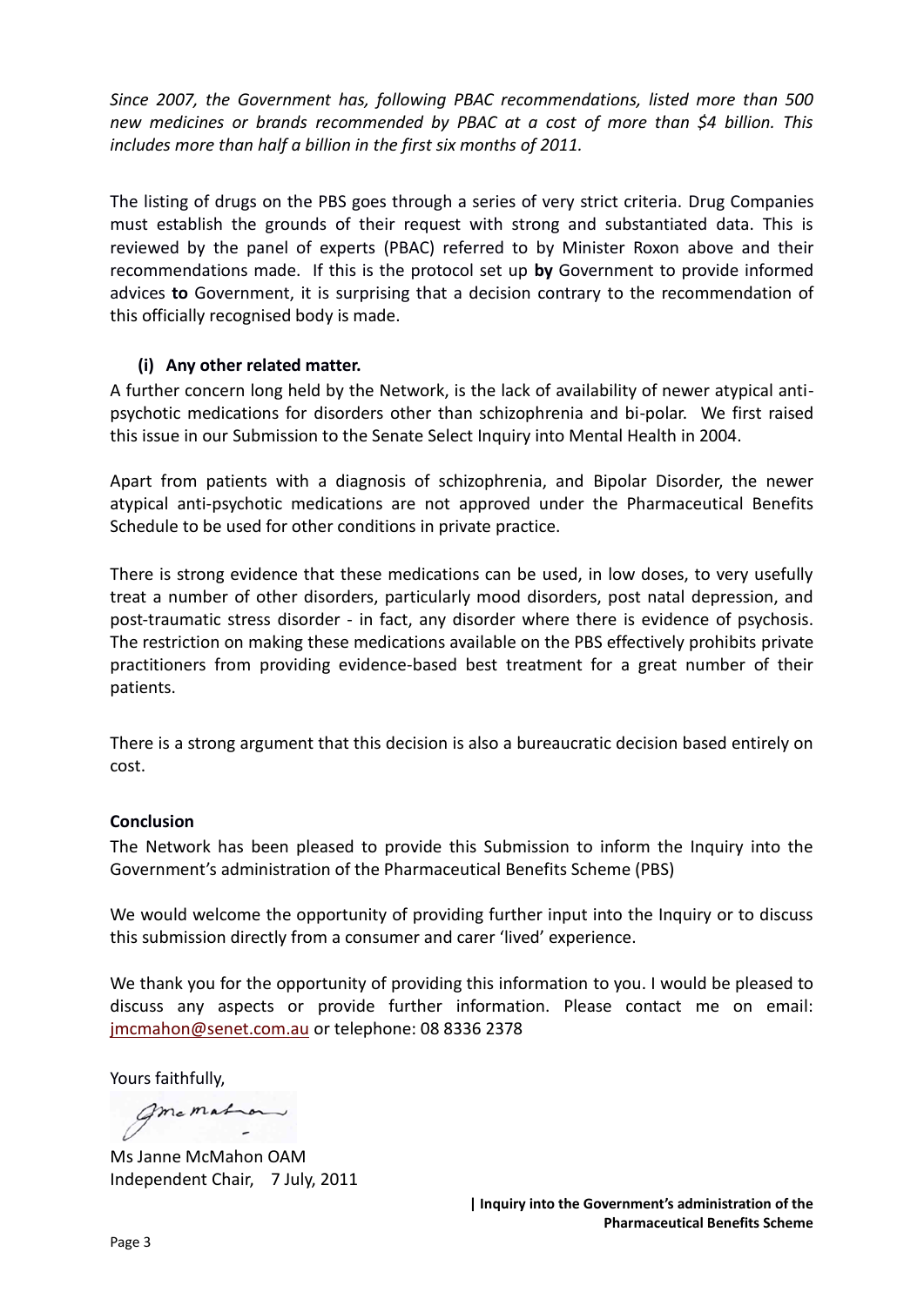*Since 2007, the Government has, following PBAC recommendations, listed more than 500 new medicines or brands recommended by PBAC at a cost of more than $4 billion. This includes more than half a billion in the first six months of 2011.*

The listing of drugs on the PBS goes through a series of very strict criteria. Drug Companies must establish the grounds of their request with strong and substantiated data. This is reviewed by the panel of experts (PBAC) referred to by Minister Roxon above and their recommendations made. If this is the protocol set up **by** Government to provide informed advices **to** Government, it is surprising that a decision contrary to the recommendation of this officially recognised body is made.

**(i) Any other related matter.**

A further concern long held by the Network, is the lack of availability of newer atypical anti-psychotic medications for disorders other than schizophrenia and bi-polar. We first raised this issue in our Submission to the Senate Select Inquiry into Mental Health in 2004.

Apart from patients with a diagnosis of schizophrenia, and Bipolar Disorder, the newer atypical anti-psychotic medications are not approved under the Pharmaceutical Benefits Schedule to be used for other conditions in private practice.

There is strong evidence that these medications can be used, in low doses, to very usefully treat a number of other disorders, particularly mood disorders, post natal depression, and post-traumatic stress disorder - in fact, any disorder where there is evidence of psychosis. The restriction on making these medications available on the PBS effectively prohibits private practitioners from providing evidence-based best treatment for a great number of their patients.

There is a strong argument that this decision is also a bureaucratic decision based entirely on cost.

**Conclusion**

The Network has been pleased to provide this Submission to inform the Inquiry into the Government's administration of the Pharmaceutical Benefits Scheme (PBS)

We would welcome the opportunity of providing further input into the Inquiry or to discuss this submission directly from a consumer and carer 'lived' experience.

We thank you for the opportunity of providing this information to you. I would be pleased to discuss any aspects or provide further information. Please contact me on email: jmcmahon@senet.com.au or telephone: 08 8336 2378

Yours faithfully,

Ms Janne McMahon OAM
Independent Chair, 7 July, 2011